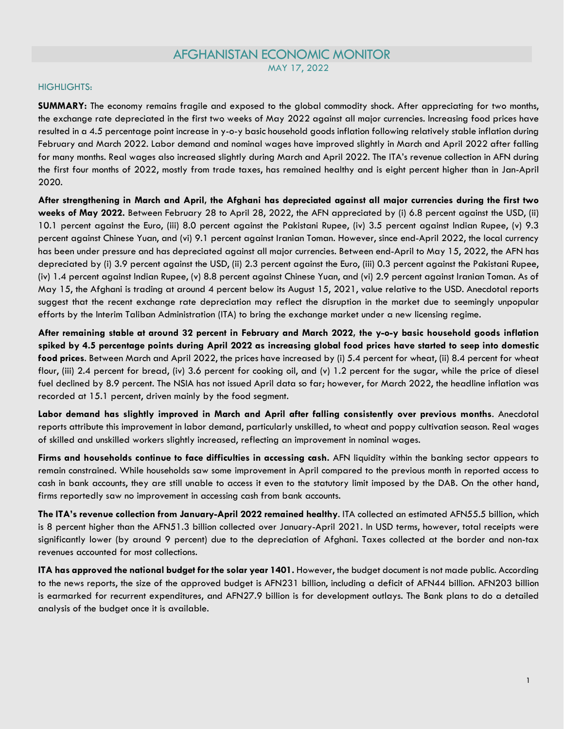# AFGHANISTAN ECONOMIC MONITOR

MAY 17, 2022

## HIGHLIGHTS:

**SUMMARY:** The economy remains fragile and exposed to the global commodity shock. After appreciating for two months, the exchange rate depreciated in the first two weeks of May 2022 against all major currencies. Increasing food prices have resulted in a 4.5 percentage point increase in y-o-y basic household goods inflation following relatively stable inflation during February and March 2022. Labor demand and nominal wages have improved slightly in March and April 2022 after falling for many months. Real wages also increased slightly during March and April 2022. The ITA's revenue collection in AFN during the first four months of 2022, mostly from trade taxes, has remained healthy and is eight percent higher than in Jan-April 2020.

**After strengthening in March and April, the Afghani has depreciated against all major currencies during the first two weeks of May 2022.** Between February 28 to April 28, 2022, the AFN appreciated by (i) 6.8 percent against the USD, (ii) 10.1 percent against the Euro, (iii) 8.0 percent against the Pakistani Rupee, (iv) 3.5 percent against Indian Rupee, (v) 9.3 percent against Chinese Yuan, and (vi) 9.1 percent against Iranian Toman. However, since end-April 2022, the local currency has been under pressure and has depreciated against all major currencies. Between end-April to May 15, 2022, the AFN has depreciated by (i) 3.9 percent against the USD, (ii) 2.3 percent against the Euro, (iii) 0.3 percent against the Pakistani Rupee, (iv) 1.4 percent against Indian Rupee, (v) 8.8 percent against Chinese Yuan, and (vi) 2.9 percent against Iranian Toman. As of May 15, the Afghani is trading at around 4 percent below its August 15, 2021, value relative to the USD. Anecdotal reports suggest that the recent exchange rate depreciation may reflect the disruption in the market due to seemingly unpopular efforts by the Interim Taliban Administration (ITA) to bring the exchange market under a new licensing regime.

**After remaining stable at around 32 percent in February and March 2022, the y-o-y basic household goods inflation spiked by 4.5 percentage points during April 2022 as increasing global food prices have started to seep into domestic food prices**. Between March and April 2022, the prices have increased by (i) 5.4 percent for wheat, (ii) 8.4 percent for wheat flour, (iii) 2.4 percent for bread, (iv) 3.6 percent for cooking oil, and (v) 1.2 percent for the sugar, while the price of diesel fuel declined by 8.9 percent. The NSIA has not issued April data so far; however, for March 2022, the headline inflation was recorded at 15.1 percent, driven mainly by the food segment.

**Labor demand has slightly improved in March and April after falling consistently over previous months**. Anecdotal reports attribute this improvement in labor demand, particularly unskilled, to wheat and poppy cultivation season. Real wages of skilled and unskilled workers slightly increased, reflecting an improvement in nominal wages.

**Firms and households continue to face difficulties in accessing cash.** AFN liquidity within the banking sector appears to remain constrained. While households saw some improvement in April compared to the previous month in reported access to cash in bank accounts, they are still unable to access it even to the statutory limit imposed by the DAB. On the other hand, firms reportedly saw no improvement in accessing cash from bank accounts.

**The ITA's revenue collection from January-April 2022 remained healthy**. ITA collected an estimated AFN55.5 billion, which is 8 percent higher than the AFN51.3 billion collected over January-April 2021. In USD terms, however, total receipts were significantly lower (by around 9 percent) due to the depreciation of Afghani. Taxes collected at the border and non-tax revenues accounted for most collections.

**ITA has approved the national budget for the solar year 1401.** However, the budget document is not made public. According to the news reports, the size of the approved budget is AFN231 billion, including a deficit of AFN44 billion. AFN203 billion is earmarked for recurrent expenditures, and AFN27.9 billion is for development outlays. The Bank plans to do a detailed analysis of the budget once it is available.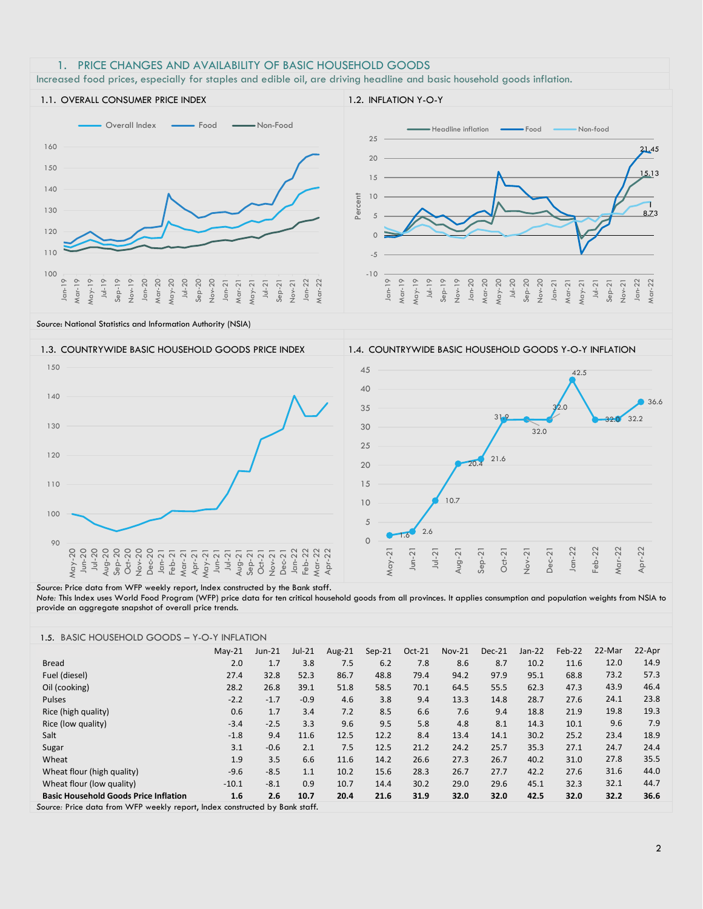## 1. PRICE CHANGES AND AVAILABILITY OF BASIC HOUSEHOLD GOODS

Increased food prices, especially for staples and edible oil, are driving headline and basic household goods inflation.

### 1.1. OVERALL CONSUMER PRICE INDEX

### 1.2. INFLATION Y-O-Y

*Source:* National Statistics and Information Authority (NSIA)

### 1.3. COUNTRYWIDE BASIC HOUSEHOLD GOODS PRICE INDEX

### 1.4. COUNTRYWIDE BASIC HOUSEHOLD GOODS Y-O-Y INFLATION

*Source:* Price data from WFP weekly report, Index constructed by the Bank staff.
*Note:* This Index uses World Food Program (WFP) price data for ten critical household goods from all provinces. It applies consumption and population weights from NSIA to provide an aggregate snapshot of overall price trends.

### 1.5. BASIC HOUSEHOLD GOODS – Y-O-Y INFLATION

| | May-21 | Jun-21 | Jul-21 | Aug-21 | Sep-21 | Oct-21 | Nov-21 | Dec-21 | Jan-22 | Feb-22 | 22-Mar | 22-Apr |
|---|---|---|---|---|---|---|---|---|---|---|---|---|
| Bread | 2.0 | 1.7 | 3.8 | 7.5 | 6.2 | 7.8 | 8.6 | 8.7 | 10.2 | 11.6 | 12.0 | 14.9 |
| Fuel (diesel) | 27.4 | 32.8 | 52.3 | 86.7 | 48.8 | 79.4 | 94.2 | 97.9 | 95.1 | 68.8 | 73.2 | 57.3 |
| Oil (cooking) | 28.2 | 26.8 | 39.1 | 51.8 | 58.5 | 70.1 | 64.5 | 55.5 | 62.3 | 47.3 | 43.9 | 46.4 |
| Pulses | -2.2 | -1.7 | -0.9 | 4.6 | 3.8 | 9.4 | 13.3 | 14.8 | 28.7 | 27.6 | 24.1 | 23.8 |
| Rice (high quality) | 0.6 | 1.7 | 3.4 | 7.2 | 8.5 | 6.6 | 7.6 | 9.4 | 18.8 | 21.9 | 19.8 | 19.3 |
| Rice (low quality) | -3.4 | -2.5 | 3.3 | 9.6 | 9.5 | 5.8 | 4.8 | 8.1 | 14.3 | 10.1 | 9.6 | 7.9 |
| Salt | -1.8 | 9.4 | 11.6 | 12.5 | 12.2 | 8.4 | 13.4 | 14.1 | 30.2 | 25.2 | 23.4 | 18.9 |
| Sugar | 3.1 | -0.6 | 2.1 | 7.5 | 12.5 | 21.2 | 24.2 | 25.7 | 35.3 | 27.1 | 24.7 | 24.4 |
| Wheat | 1.9 | 3.5 | 6.6 | 11.6 | 14.2 | 26.6 | 27.3 | 26.7 | 40.2 | 31.0 | 27.8 | 35.5 |
| Wheat flour (high quality) | -9.6 | -8.5 | 1.1 | 10.2 | 15.6 | 28.3 | 26.7 | 27.7 | 42.2 | 27.6 | 31.6 | 44.0 |
| Wheat flour (low quality) | -10.1 | -8.1 | 0.9 | 10.7 | 14.4 | 30.2 | 29.0 | 29.6 | 45.1 | 32.3 | 32.1 | 44.7 |
| **Basic Household Goods Price Inflation** | **1.6** | **2.6** | **10.7** | **20.4** | **21.6** | **31.9** | **32.0** | **32.0** | **42.5** | **32.0** | **32.2** | **36.6** |

*Source:* Price data from WFP weekly report, Index constructed by Bank staff.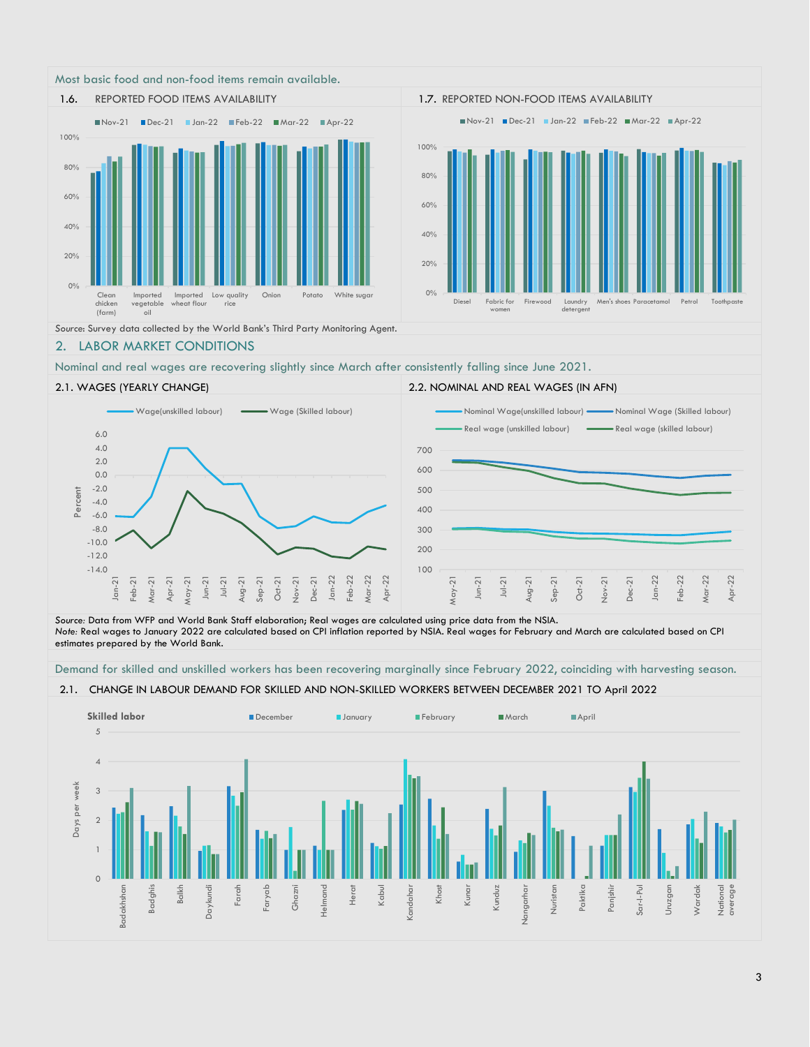Most basic food and non-food items remain available.

1.6. REPORTED FOOD ITEMS AVAILABILITY

Nov-21 Dec-21 Jan-22 Feb-22 Mar-22 Apr-22

100% 80% 60% 40% 20% 0%

Clean chicken (farm) | Imported vegetable oil | Imported wheat flour | Low quality rice | Onion | Potato | White sugar

1.7. REPORTED NON-FOOD ITEMS AVAILABILITY

Nov-21 Dec-21 Jan-22 Feb-22 Mar-22 Apr-22

100% 80% 60% 40% 20% 0%

Diesel | Fabric for women | Firewood | Laundry detergent | Men's shoes | Paracetamol | Petrol | Toothpaste

*Source:* Survey data collected by the World Bank's Third Party Monitoring Agent.

## 2. LABOR MARKET CONDITIONS

Nominal and real wages are recovering slightly since March after consistently falling since June 2021.

2.1. WAGES (YEARLY CHANGE)

Wage(unskilled labour) Wage (Skilled labour)

Percent: 6.0 4.0 2.0 0.0 -2.0 -4.0 -6.0 -8.0 -10.0 -12.0 -14.0

Jan-21 Feb-21 Mar-21 Apr-21 May-21 Jun-21 Jul-21 Aug-21 Sep-21 Oct-21 Nov-21 Dec-21 Jan-22 Feb-22 Mar-22 Apr-22

2.2. NOMINAL AND REAL WAGES (IN AFN)

Nominal Wage(unskilled labour) Nominal Wage (Skilled labour) Real wage (unskilled labour) Real wage (skilled labour)

700 600 500 400 300 200 100

May-21 Jun-21 Jul-21 Aug-21 Sep-21 Oct-21 Nov-21 Dec-21 Jan-22 Feb-22 Mar-22 Apr-22

*Source:* Data from WFP and World Bank Staff elaboration; Real wages are calculated using price data from the NSIA.
*Note:* Real wages to January 2022 are calculated based on CPI inflation reported by NSIA. Real wages for February and March are calculated based on CPI estimates prepared by the World Bank.

Demand for skilled and unskilled workers has been recovering marginally since February 2022, coinciding with harvesting season.

2.1. CHANGE IN LABOUR DEMAND FOR SKILLED AND NON-SKILLED WORKERS BETWEEN DECEMBER 2021 TO April 2022

Skilled labor — December January February March April

Days per week: 5 4 3 2 1 0

Badakhshan | Badghis | Balkh | Daykundi | Farah | Faryab | Ghazni | Helmand | Herat | Kabul | Kandahar | Khost | Kunar | Kunduz | Nangarhar | Nuristan | Paktika | Panjshir | Sar-I-Pul | Uruzgan | Wardak | National average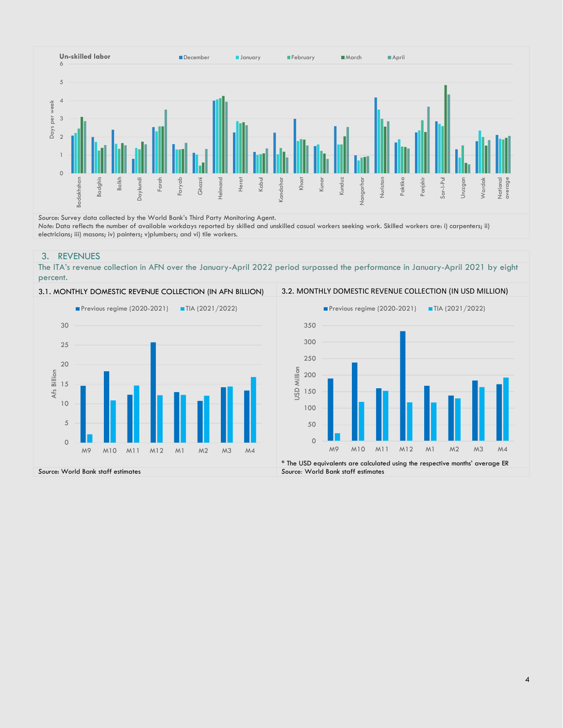**Un-skilled labor**

Source: Survey data collected by the World Bank's Third Party Monitoring Agent.
*Note*: Data reflects the number of available workdays reported by skilled and unskilled casual workers seeking work. Skilled workers are: i) carpenters; ii) electricians; iii) masons; iv) painters; v)plumbers; and vi) tile workers.

## 3. REVENUES

The ITA's revenue collection in AFN over the January-April 2022 period surpassed the performance in January-April 2021 by eight percent.

### 3.1. MONTHLY DOMESTIC REVENUE COLLECTION (IN AFN BILLION)

*Source*: World Bank staff estimates

### 3.2. MONTHLY DOMESTIC REVENUE COLLECTION (IN USD MILLION)

\* The USD equivalents are calculated using the respective months' average ER

*Source*: World Bank staff estimates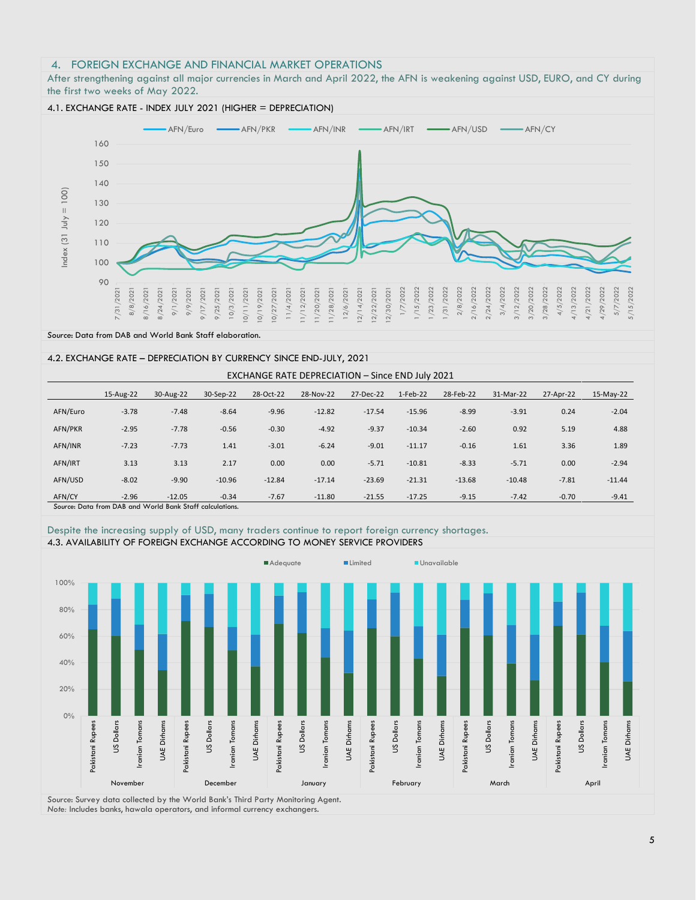## 4. FOREIGN EXCHANGE AND FINANCIAL MARKET OPERATIONS

After strengthening against all major currencies in March and April 2022, the AFN is weakening against USD, EURO, and CY during the first two weeks of May 2022.

### 4.1. EXCHANGE RATE - INDEX JULY 2021 (HIGHER = DEPRECIATION)

*Source:* Data from DAB and World Bank Staff elaboration.

### 4.2. EXCHANGE RATE – DEPRECIATION BY CURRENCY SINCE END-JULY, 2021

EXCHANGE RATE DEPRECIATION – Since END July 2021

| | 15-Aug-22 | 30-Aug-22 | 30-Sep-22 | 28-Oct-22 | 28-Nov-22 | 27-Dec-22 | 1-Feb-22 | 28-Feb-22 | 31-Mar-22 | 27-Apr-22 | 15-May-22 |
|---|---|---|---|---|---|---|---|---|---|---|---|
| AFN/Euro | -3.78 | -7.48 | -8.64 | -9.96 | -12.82 | -17.54 | -15.96 | -8.99 | -3.91 | 0.24 | -2.04 |
| AFN/PKR | -2.95 | -7.78 | -0.56 | -0.30 | -4.92 | -9.37 | -10.34 | -2.60 | 0.92 | 5.19 | 4.88 |
| AFN/INR | -7.23 | -7.73 | 1.41 | -3.01 | -6.24 | -9.01 | -11.17 | -0.16 | 1.61 | 3.36 | 1.89 |
| AFN/IRT | 3.13 | 3.13 | 2.17 | 0.00 | 0.00 | -5.71 | -10.81 | -8.33 | -5.71 | 0.00 | -2.94 |
| AFN/USD | -8.02 | -9.90 | -10.96 | -12.84 | -17.14 | -23.69 | -21.31 | -13.68 | -10.48 | -7.81 | -11.44 |
| AFN/CY | -2.96 | -12.05 | -0.34 | -7.67 | -11.80 | -21.55 | -17.25 | -9.15 | -7.42 | -0.70 | -9.41 |

*Source:* Data from DAB and World Bank Staff calculations.

Despite the increasing supply of USD, many traders continue to report foreign currency shortages.

### 4.3. AVAILABILITY OF FOREIGN EXCHANGE ACCORDING TO MONEY SERVICE PROVIDERS

*Source:* Survey data collected by the World Bank's Third Party Monitoring Agent.
*Note:* Includes banks, hawala operators, and informal currency exchangers.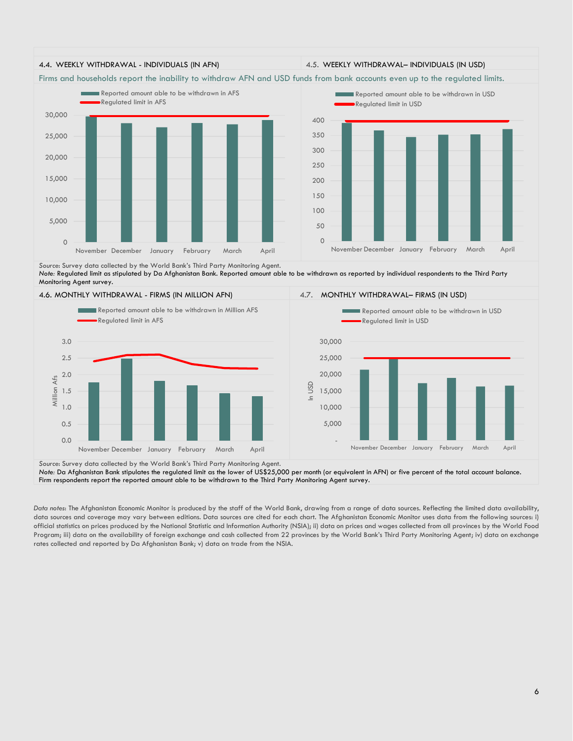4.4. WEEKLY WITHDRAWAL - INDIVIDUALS (IN AFN)

4.5. WEEKLY WITHDRAWAL– INDIVIDUALS (IN USD)

Firms and households report the inability to withdraw AFN and USD funds from bank accounts even up to the regulated limits.

Reported amount able to be withdrawn in AFS
Regulated limit in AFS

30,000
25,000
20,000
15,000
10,000
5,000
0

November December January February March April

Reported amount able to be withdrawn in USD
Regulated limit in USD

400
350
300
250
200
150
100
50
0

November December January February March April

*Source:* Survey data collected by the World Bank's Third Party Monitoring Agent.
*Note:* Regulated limit as stipulated by Da Afghanistan Bank. Reported amount able to be withdrawn as reported by individual respondents to the Third Party Monitoring Agent survey.

4.6. MONTHLY WITHDRAWAL - FIRMS (IN MILLION AFN)

4.7. MONTHLY WITHDRAWAL– FIRMS (IN USD)

Reported amount able to be withdrawn in Million AFS
Regulated limit in AFS

Million Afs

3.0
2.5
2.0
1.5
1.0
0.5
0.0

November December January February March April

Reported amount able to be withdrawn in USD
Regulated limit in USD

In USD

30,000
25,000
20,000
15,000
10,000
5,000
-

November December January February March April

*Source:* Survey data collected by the World Bank's Third Party Monitoring Agent.
*Note:* Da Afghanistan Bank stipulates the regulated limit as the lower of US$25,000 per month (or equivalent in AFN) or five percent of the total account balance. Firm respondents report the reported amount able to be withdrawn to the Third Party Monitoring Agent survey.

*Data notes*: The Afghanistan Economic Monitor is produced by the staff of the World Bank, drawing from a range of data sources. Reflecting the limited data availability, data sources and coverage may vary between editions. Data sources are cited for each chart. The Afghanistan Economic Monitor uses data from the following sources: i) official statistics on prices produced by the National Statistic and Information Authority (NSIA); ii) data on prices and wages collected from all provinces by the World Food Program; iii) data on the availability of foreign exchange and cash collected from 22 provinces by the World Bank's Third Party Monitoring Agent; iv) data on exchange rates collected and reported by Da Afghanistan Bank; v) data on trade from the NSIA.